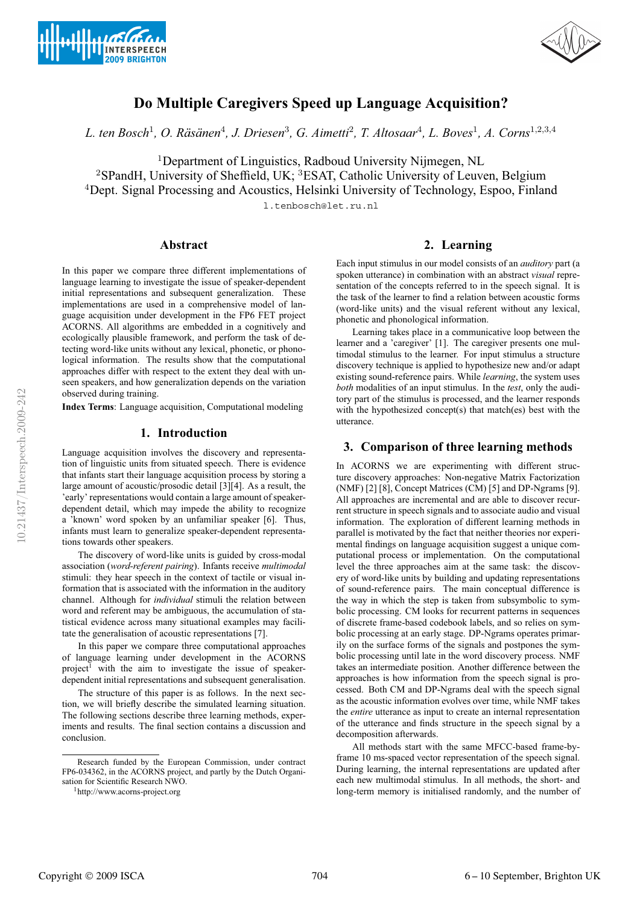# Do Multiple Caregivers Speed up Language Acquisition?

*L. ten Bosch*[1]*, O. Räsänen*[4]*, J. Driesen*[3]*, G. Aimetti*[2]*, T. Altosaar*[4]*, L. Boves*[1]*, A. Corns*[1,2,3,4]

[1]Department of Linguistics, Radboud University Nijmegen, NL
[2]SPandH, University of Sheffield, UK; [3]ESAT, Catholic University of Leuven, Belgium
[4]Dept. Signal Processing and Acoustics, Helsinki University of Technology, Espoo, Finland

l.tenbosch@let.ru.nl

## Abstract

In this paper we compare three different implementations of language learning to investigate the issue of speaker-dependent initial representations and subsequent generalization. These implementations are used in a comprehensive model of language acquisition under development in the FP6 FET project ACORNS. All algorithms are embedded in a cognitively and ecologically plausible framework, and perform the task of detecting word-like units without any lexical, phonetic, or phonological information. The results show that the computational approaches differ with respect to the extent they deal with unseen speakers, and how generalization depends on the variation observed during training.

**Index Terms**: Language acquisition, Computational modeling

## 1. Introduction

Language acquisition involves the discovery and representation of linguistic units from situated speech. There is evidence that infants start their language acquisition process by storing a large amount of acoustic/prosodic detail [3][4]. As a result, the 'early' representations would contain a large amount of speaker-dependent detail, which may impede the ability to recognize a 'known' word spoken by an unfamiliar speaker [6]. Thus, infants must learn to generalize speaker-dependent representations towards other speakers.

The discovery of word-like units is guided by cross-modal association (*word-referent pairing*). Infants receive *multimodal* stimuli: they hear speech in the context of tactile or visual information that is associated with the information in the auditory channel. Although for *individual* stimuli the relation between word and referent may be ambiguous, the accumulation of statistical evidence across many situational examples may facilitate the generalisation of acoustic representations [7].

In this paper we compare three computational approaches of language learning under development in the ACORNS project[1] with the aim to investigate the issue of speaker-dependent initial representations and subsequent generalization.

The structure of this paper is as follows. In the next section, we will briefly describe the simulated learning situation. The following sections describe three learning methods, experiments and results. The final section contains a discussion and conclusion.

Research funded by the European Commission, under contract FP6-034362, in the ACORNS project, and partly by the Dutch Organisation for Scientific Research NWO.

[1]http://www.acorns-project.org

## 2. Learning

Each input stimulus in our model consists of an *auditory* part (a spoken utterance) in combination with an abstract *visual* representation of the concepts referred to in the speech signal. It is the task of the learner to find a relation between acoustic forms (word-like units) and the visual referent without any lexical, phonetic and phonological information.

Learning takes place in a communicative loop between the learner and a 'caregiver' [1]. The caregiver presents one multimodal stimulus to the learner. For input stimulus a structure discovery technique is applied to hypothesize new and/or adapt existing sound-reference pairs. While *learning*, the system uses *both* modalities of an input stimulus. In the *test*, only the auditory part of the stimulus is processed, and the learner responds with the hypothesized concept(s) that match(es) best with the utterance.

## 3. Comparison of three learning methods

In ACORNS we are experimenting with different structure discovery approaches: Non-negative Matrix Factorization (NMF) [2] [8], Concept Matrices (CM) [5] and DP-Ngrams [9]. All approaches are incremental and are able to discover recurrent structure in speech signals and to associate audio and visual information. The exploration of different learning methods in parallel is motivated by the fact that neither theories nor experimental findings on language acquisition suggest a unique computational process or implementation. On the computational level the three approaches aim at the same task: the discovery of word-like units by building and updating representations of sound-reference pairs. The main conceptual difference is the way in which the step is taken from subsymbolic to symbolic processing. CM looks for recurrent patterns in sequences of discrete frame-based codebook labels, and so relies on symbolic processing at an early stage. DP-Ngrams operates primarily on the surface forms of the signals and postpones the symbolic processing until late in the word discovery process. NMF takes an intermediate position. Another difference between the approaches is how information from the speech signal is processed. Both CM and DP-Ngrams deal with the speech signal as the acoustic information evolves over time, while NMF takes the *entire* utterance as input to create an internal representation of the utterance and finds structure in the speech signal by a decomposition afterwards.

All methods start with the same MFCC-based frame-by-frame 10 ms-spaced vector representation of the speech signal. During learning, the internal representations are updated after each new multimodal stimulus. In all methods, the short- and long-term memory is initialised randomly, and the number of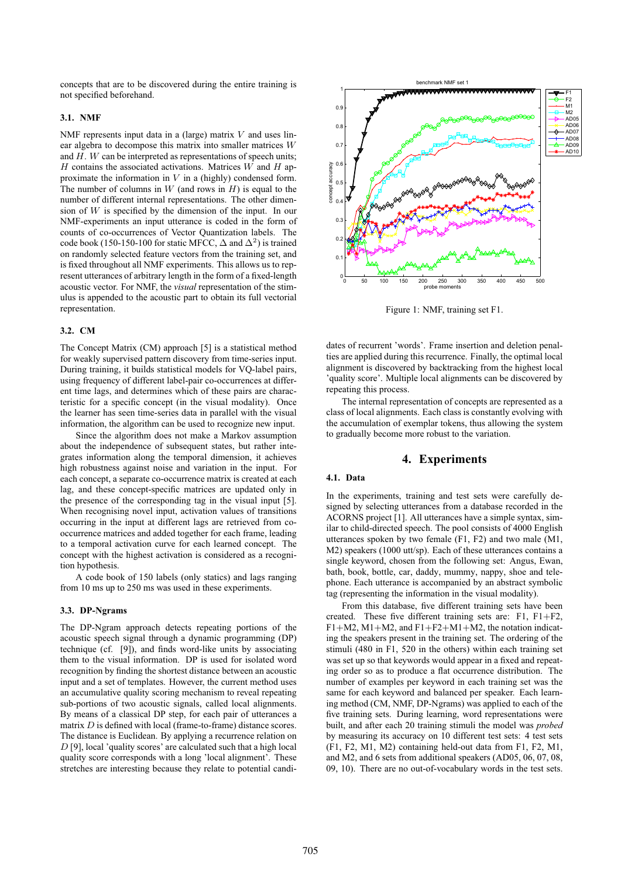concepts that are to be discovered during the entire training is not specified beforehand.

### 3.1. NMF

NMF represents input data in a (large) matrix $V$ and uses linear algebra to decompose this matrix into smaller matrices $W$ and $H$. $W$ can be interpreted as representations of speech units; $H$ contains the associated activations. Matrices $W$ and $H$ approximate the information in $V$ in a (highly) condensed form. The number of columns in $W$ (and rows in $H$) is equal to the number of different internal representations. The other dimension of $W$ is specified by the dimension of the input. In our NMF-experiments an input utterance is coded in the form of counts of co-occurrences of Vector Quantization labels. The code book (150-150-100 for static MFCC, $\Delta$ and $\Delta^2$) is trained on randomly selected feature vectors from the training set, and is fixed throughout all NMF experiments. This allows us to represent utterances of arbitrary length in the form of a fixed-length acoustic vector. For NMF, the *visual* representation of the stimulus is appended to the acoustic part to obtain its full vectorial representation.

### 3.2. CM

The Concept Matrix (CM) approach [5] is a statistical method for weakly supervised pattern discovery from time-series input. During training, it builds statistical models for VQ-label pairs, using frequency of different label-pair co-occurrences at different time lags, and determines which of these pairs are characteristic for a specific concept (in the visual modality). Once the learner has seen time-series data in parallel with the visual information, the algorithm can be used to recognize new input.

Since the algorithm does not make a Markov assumption about the independence of subsequent states, but rather integrates information along the temporal dimension, it achieves high robustness against noise and variation in the input. For each concept, a separate co-occurrence matrix is created at each lag, and these concept-specific matrices are updated only in the presence of the corresponding tag in the visual input [5]. When recognising novel input, activation values of transitions occurring in the input at different lags are retrieved from co-occurrence matrices and added together for each frame, leading to a temporal activation curve for each learned concept. The concept with the highest activation is considered as a recognition hypothesis.

A code book of 150 labels (only statics) and lags ranging from 10 ms up to 250 ms was used in these experiments.

### 3.3. DP-Ngrams

The DP-Ngram approach detects repeating portions of the acoustic speech signal through a dynamic programming (DP) technique (cf. [9]), and finds word-like units by associating them to the visual information. DP is used for isolated word recognition by finding the shortest distance between an acoustic input and a set of templates. However, the current method uses an accumulative quality scoring mechanism to reveal repeating sub-portions of two acoustic signals, called local alignments. By means of a classical DP step, for each pair of utterances a matrix $D$ is defined with local (frame-to-frame) distance scores. The distance is Euclidean. By applying a recurrence relation on $D$ [9], local 'quality scores' are calculated such that a high local quality score corresponds with a long 'local alignment'. These stretches are interesting because they relate to potential candidates of recurrent 'words'. Frame insertion and deletion penalties are applied during this recurrence. Finally, the optimal local alignment is discovered by backtracking from the highest local 'quality score'. Multiple local alignments can be discovered by repeating this process.

The internal representation of concepts are represented as a class of local alignments. Each class is constantly evolving with the accumulation of exemplar tokens, thus allowing the system to gradually become more robust to the variation.

Figure 1: NMF, training set F1.

## 4. Experiments

### 4.1. Data

In the experiments, training and test sets were carefully designed by selecting utterances from a database recorded in the ACORNS project [1]. All utterances have a simple syntax, similar to child-directed speech. The pool consists of 4000 English utterances spoken by two female (F1, F2) and two male (M1, M2) speakers (1000 utt/sp). Each of these utterances contains a single keyword, chosen from the following set: Angus, Ewan, bath, book, bottle, car, daddy, mummy, nappy, shoe and telephone. Each utterance is accompanied by an abstract symbolic tag (representing the information in the visual modality).

From this database, five different training sets have been created. These five different training sets are: F1, F1+F2, F1+M2, M1+M2, and F1+F2+M1+M2, the notation indicating the speakers present in the training set. The ordering of the stimuli (480 in F1, 520 in the others) within each training set was set up so that keywords would appear in a fixed and repeating order so as to produce a flat occurrence distribution. The number of examples per keyword in each training set was the same for each keyword and balanced per speaker. Each learning method (CM, NMF, DP-Ngrams) was applied to each of the five training sets. During learning, word representations were built, and after each 20 training stimuli the model was *probed* by measuring its accuracy on 10 different test sets: 4 test sets (F1, F2, M1, M2) containing held-out data from F1, F2, M1, and M2, and 6 sets from additional speakers (AD05, 06, 07, 08, 09, 10). There are no out-of-vocabulary words in the test sets.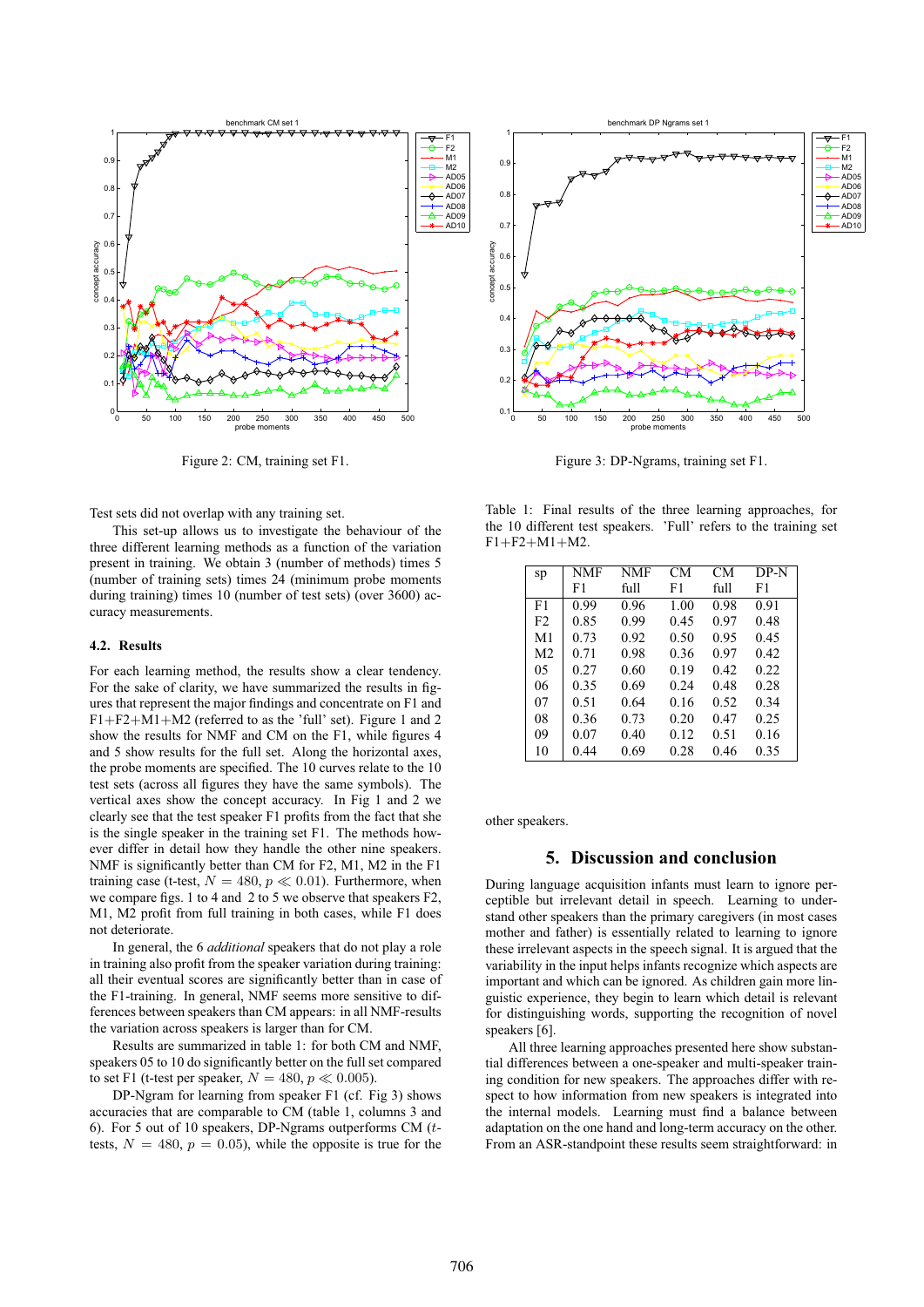Figure 2: CM, training set F1.

Figure 3: DP-Ngrams, training set F1.

Test sets did not overlap with any training set.

This set-up allows us to investigate the behaviour of the three different learning methods as a function of the variation present in training. We obtain 3 (number of methods) times 5 (number of training sets) times 24 (minimum probe moments during training) times 10 (number of test sets) (over 3600) accuracy measurements.

### 4.2. Results

For each learning method, the results show a clear tendency. For the sake of clarity, we have summarized the results in figures that represent the major findings and concentrate on F1 and F1+F2+M1+M2 (referred to as the 'full' set). Figure 1 and 2 show the results for NMF and CM on the F1, while figures 4 and 5 show results for the full set. Along the horizontal axes, the probe moments are specified. The 10 curves relate to the 10 test sets (across all figures they have the same symbols). The vertical axes show the concept accuracy. In Fig 1 and 2 we clearly see that the test speaker F1 profits from the fact that she is the single speaker in the training set F1. The methods however differ in detail how they handle the other nine speakers. NMF is significantly better than CM for F2, M1, M2 in the F1 training case (t-test, $N = 480$, $p \ll 0.01$). Furthermore, when we compare figs. 1 to 4 and 2 to 5 we observe that speakers F2, M1, M2 profit from full training in both cases, while F1 does not deteriorate.

In general, the 6 *additional* speakers that do not play a role in training also profit from the speaker variation during training: all their eventual scores are significantly better than in case of the F1-training. In general, NMF seems more sensitive to differences between speakers than CM appears: in all NMF-results the variation across speakers is larger than for CM.

Results are summarized in table 1: for both CM and NMF, speakers 05 to 10 do significantly better on the full set compared to set F1 (t-test per speaker, $N = 480$, $p \ll 0.005$).

DP-Ngram for learning from speaker F1 (cf. Fig 3) shows accuracies that are comparable to CM (table 1, columns 3 and 6). For 5 out of 10 speakers, DP-Ngrams outperforms CM (*t*-tests, $N = 480$, $p = 0.05$), while the opposite is true for the other speakers.

Table 1: Final results of the three learning approaches, for the 10 different test speakers. 'Full' refers to the training set F1+F2+M1+M2.

| sp | NMF F1 | NMF full | CM F1 | CM full | DP-N F1 |
|---|---|---|---|---|---|
| F1 | 0.99 | 0.96 | 1.00 | 0.98 | 0.91 |
| F2 | 0.85 | 0.99 | 0.45 | 0.97 | 0.48 |
| M1 | 0.73 | 0.92 | 0.50 | 0.95 | 0.45 |
| M2 | 0.71 | 0.98 | 0.36 | 0.97 | 0.42 |
| 05 | 0.27 | 0.60 | 0.19 | 0.42 | 0.22 |
| 06 | 0.35 | 0.69 | 0.24 | 0.48 | 0.28 |
| 07 | 0.51 | 0.64 | 0.16 | 0.52 | 0.34 |
| 08 | 0.36 | 0.73 | 0.20 | 0.47 | 0.25 |
| 09 | 0.07 | 0.40 | 0.12 | 0.51 | 0.16 |
| 10 | 0.44 | 0.69 | 0.28 | 0.46 | 0.35 |

## 5. Discussion and conclusion

During language acquisition infants must learn to ignore perceptible but irrelevant detail in speech. Learning to understand other speakers than the primary caregivers (in most cases mother and father) is essentially related to learning to ignore these irrelevant aspects in the speech signal. It is argued that the variability in the input helps infants recognize which aspects are important and which can be ignored. As children gain more linguistic experience, they begin to learn which detail is relevant for distinguishing words, supporting the recognition of novel speakers [6].

All three learning approaches presented here show substantial differences between a one-speaker and multi-speaker training condition for new speakers. The approaches differ with respect to how information from new speakers is integrated into the internal models. Learning must find a balance between adaptation on the one hand and long-term accuracy on the other. From an ASR-standpoint these results seem straightforward: in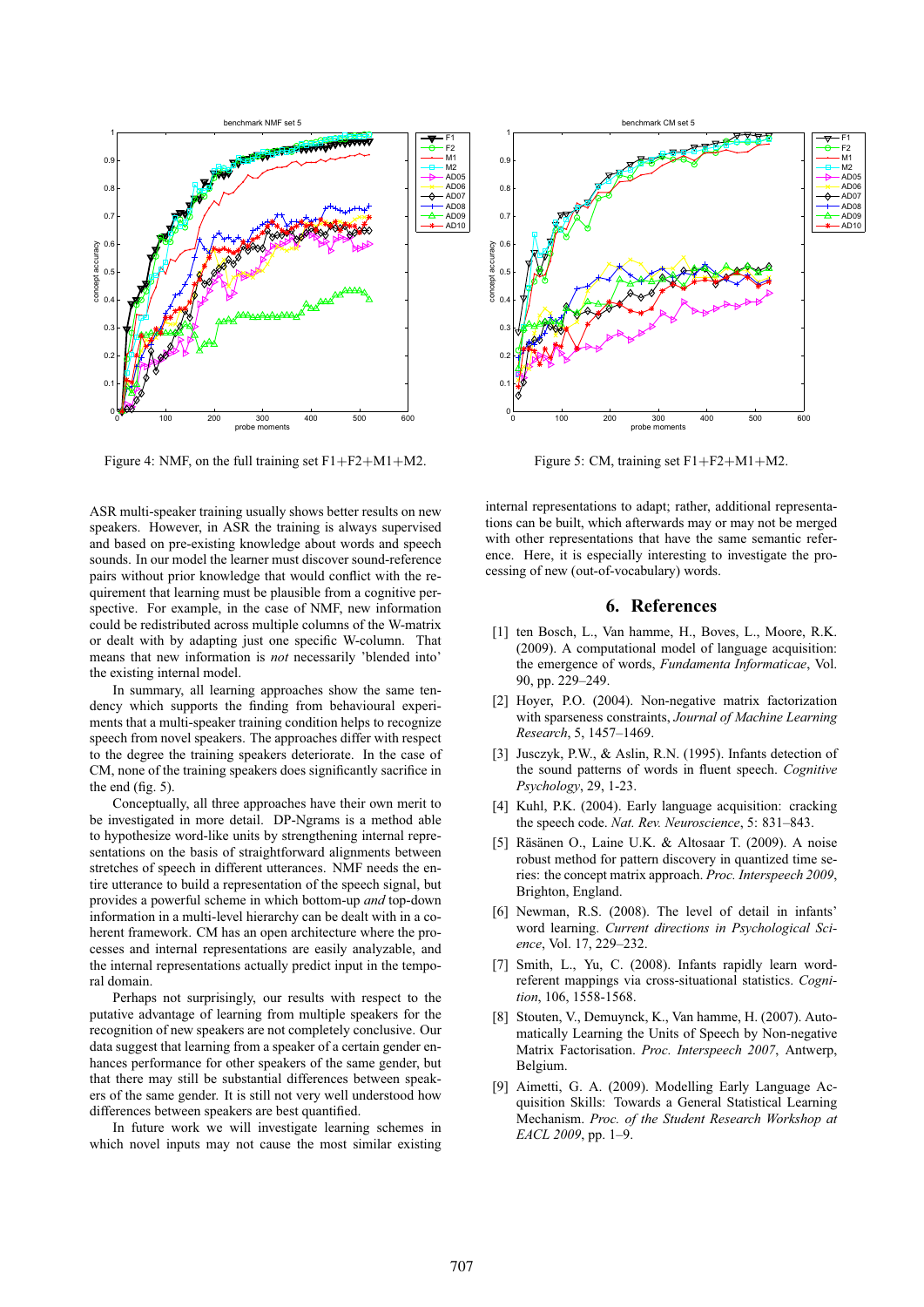benchmark NMF set 5

concept accuracy

probe moments

0 100 200 300 400 500 600

0 0.1 0.2 0.3 0.4 0.5 0.6 0.7 0.8 0.9 1

F1 F2 M1 M2 AD05 AD06 AD07 AD08 AD09 AD10

Figure 4: NMF, on the full training set F1+F2+M1+M2.

benchmark CM set 5

concept accuracy

probe moments

0 100 200 300 400 500 600

0 0.1 0.2 0.3 0.4 0.5 0.6 0.7 0.8 0.9 1

F1 F2 M1 M2 AD05 AD06 AD07 AD08 AD09 AD10

Figure 5: CM, training set F1+F2+M1+M2.

ASR multi-speaker training usually shows better results on new speakers. However, in ASR the training is always supervised and based on pre-existing knowledge about words and speech sounds. In our model the learner must discover sound-reference pairs without prior knowledge that would conflict with the requirement that learning must be plausible from a cognitive perspective. For example, in the case of NMF, new information could be redistributed across multiple columns of the W-matrix or dealt with by adapting just one specific W-column. That means that new information is *not* necessarily 'blended into' the existing internal model.

In summary, all learning approaches show the same tendency which supports the finding from behavioural experiments that a multi-speaker training condition helps to recognize speech from novel speakers. The approaches differ with respect to the degree the training speakers deteriorate. In the case of CM, none of the training speakers does significantly sacrifice in the end (fig. 5).

Conceptually, all three approaches have their own merit to be investigated in more detail. DP-Ngrams is a method able to hypothesize word-like units by strengthening internal representations on the basis of straightforward alignments between stretches of speech in different utterances. NMF needs the entire utterance to build a representation of the speech signal, but provides a powerful scheme in which bottom-up *and* top-down information in a multi-level hierarchy can be dealt with in a coherent framework. CM has an open architecture where the processes and internal representations are easily analyzable, and the internal representations actually predict input in the temporal domain.

Perhaps not surprisingly, our results with respect to the putative advantage of learning from multiple speakers for the recognition of new speakers are not completely conclusive. Our data suggest that learning from a speaker of a certain gender enhances performance for other speakers of the same gender, but that there may still be substantial differences between speakers of the same gender. It is still not very well understood how differences between speakers are best quantified.

In future work we will investigate learning schemes in which novel inputs may not cause the most similar existing internal representations to adapt; rather, additional representations can be built, which afterwards may or may not be merged with other representations that have the same semantic reference. Here, it is especially interesting to investigate the processing of new (out-of-vocabulary) words.

## 6. References

[1] ten Bosch, L., Van hamme, H., Boves, L., Moore, R.K. (2009). A computational model of language acquisition: the emergence of words, *Fundamenta Informaticae*, Vol. 90, pp. 229–249.

[2] Hoyer, P.O. (2004). Non-negative matrix factorization with sparseness constraints, *Journal of Machine Learning Research*, 5, 1457–1469.

[3] Jusczyk, P.W., & Aslin, R.N. (1995). Infants detection of the sound patterns of words in fluent speech. *Cognitive Psychology*, 29, 1-23.

[4] Kuhl, P.K. (2004). Early language acquisition: cracking the speech code. *Nat. Rev. Neuroscience*, 5: 831–843.

[5] Räsänen O., Laine U.K. & Altosaar T. (2009). A noise robust method for pattern discovery in quantized time series: the concept matrix approach. *Proc. Interspeech 2009*, Brighton, England.

[6] Newman, R.S. (2008). The level of detail in infants' word learning. *Current directions in Psychological Science*, Vol. 17, 229–232.

[7] Smith, L., Yu, C. (2008). Infants rapidly learn word-referent mappings via cross-situational statistics. *Cognition*, 106, 1558-1568.

[8] Stouten, V., Demuynck, K., Van hamme, H. (2007). Automatically Learning the Units of Speech by Non-negative Matrix Factorisation. *Proc. Interspeech 2007*, Antwerp, Belgium.

[9] Aimetti, G. A. (2009). Modelling Early Language Acquisition Skills: Towards a General Statistical Learning Mechanism. *Proc. of the Student Research Workshop at EACL 2009*, pp. 1–9.